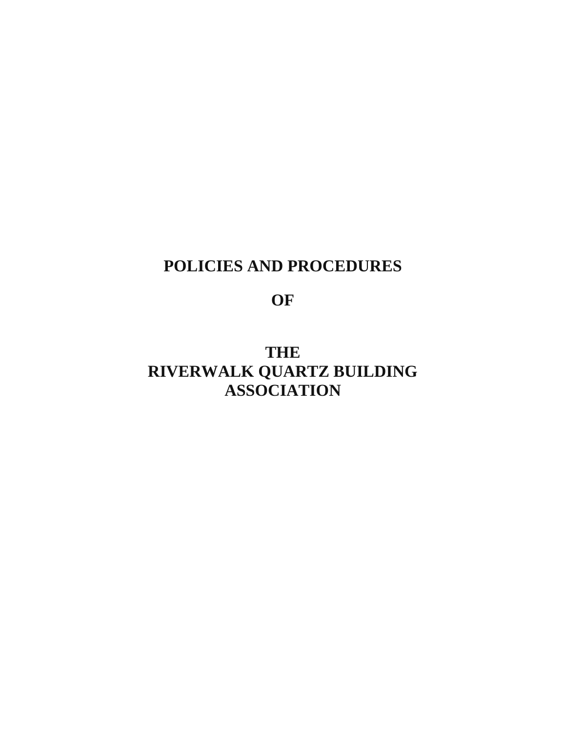# POLICIES AND PROCEDURES

# OF

# THE RIVERWALK QUARTZ BUILDING ASSOCIATION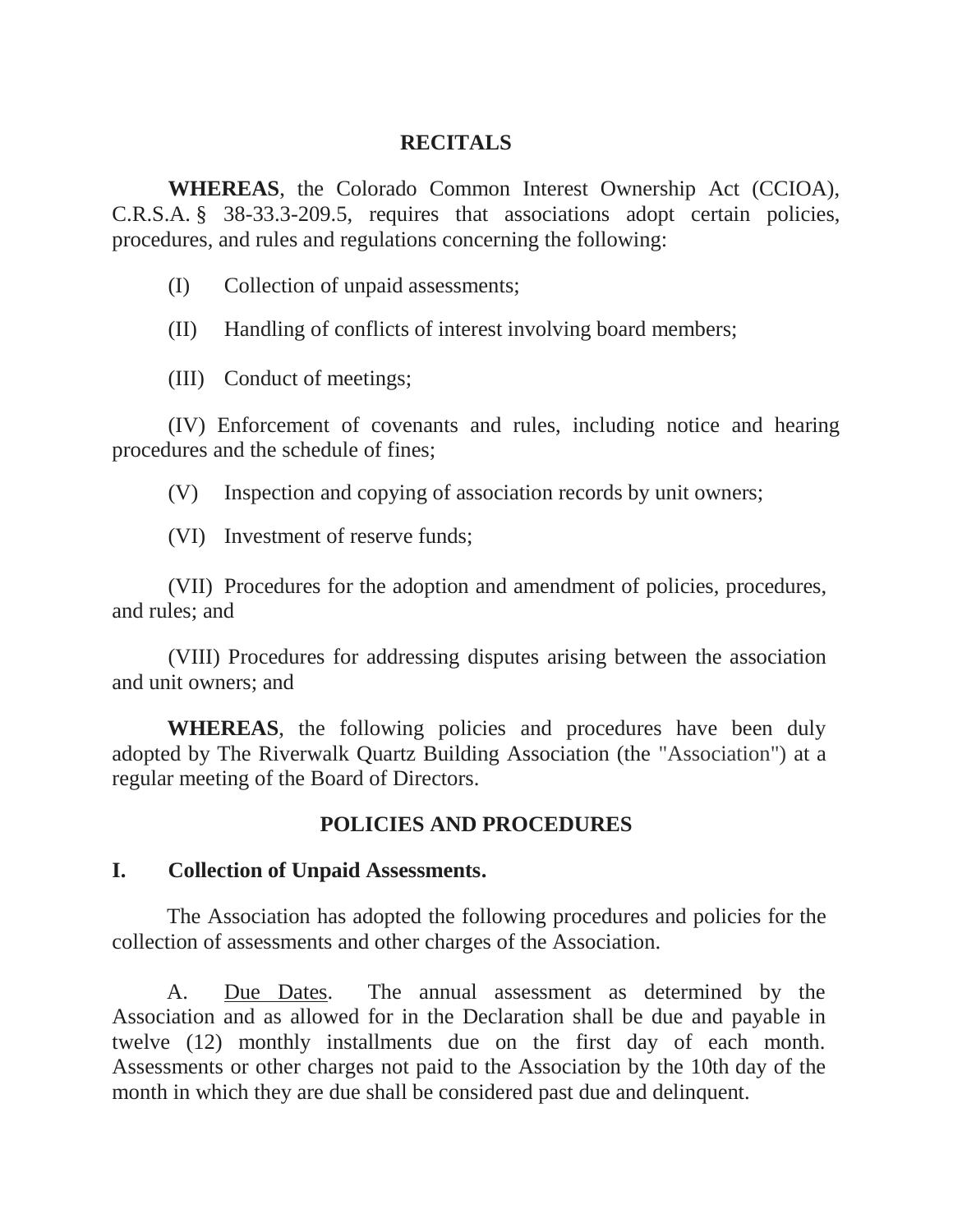## RECITALS

**WHEREAS**, the Colorado Common Interest Ownership Act (CCIOA), C.R.S.A. § 38-33.3-209.5, requires that associations adopt certain policies, procedures, and rules and regulations concerning the following:

(I) Collection of unpaid assessments;

(II) Handling of conflicts of interest involving board members;

(III) Conduct of meetings;

(IV) Enforcement of covenants and rules, including notice and hearing procedures and the schedule of fines;

(V) Inspection and copying of association records by unit owners;

(VI) Investment of reserve funds;

(VII) Procedures for the adoption and amendment of policies, procedures, and rules; and

(VIII) Procedures for addressing disputes arising between the association and unit owners; and

**WHEREAS**, the following policies and procedures have been duly adopted by The Riverwalk Quartz Building Association (the "Association") at a regular meeting of the Board of Directors.

## POLICIES AND PROCEDURES

### I. Collection of Unpaid Assessments.

The Association has adopted the following procedures and policies for the collection of assessments and other charges of the Association.

A. Due Dates. The annual assessment as determined by the Association and as allowed for in the Declaration shall be due and payable in twelve (12) monthly installments due on the first day of each month. Assessments or other charges not paid to the Association by the 10th day of the month in which they are due shall be considered past due and delinquent.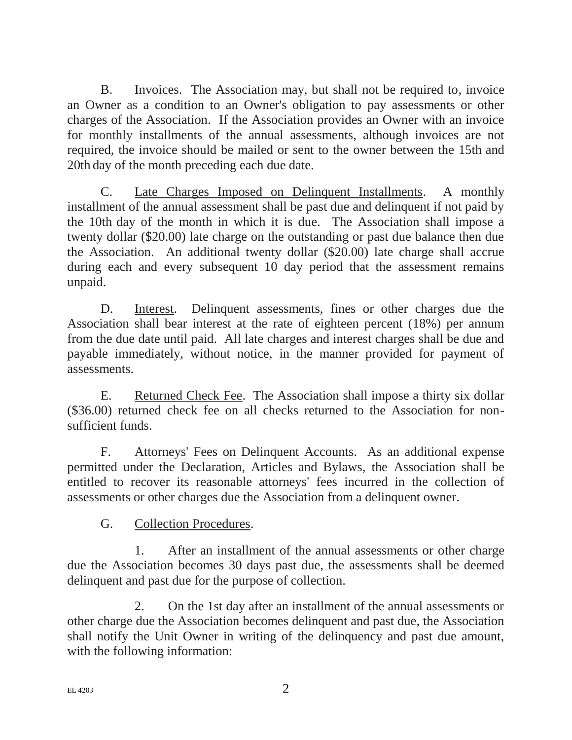B. Invoices. The Association may, but shall not be required to, invoice an Owner as a condition to an Owner's obligation to pay assessments or other charges of the Association. If the Association provides an Owner with an invoice for monthly installments of the annual assessments, although invoices are not required, the invoice should be mailed or sent to the owner between the 15th and 20th day of the month preceding each due date.

C. Late Charges Imposed on Delinquent Installments. A monthly installment of the annual assessment shall be past due and delinquent if not paid by the 10th day of the month in which it is due. The Association shall impose a twenty dollar ($20.00) late charge on the outstanding or past due balance then due the Association. An additional twenty dollar ($20.00) late charge shall accrue during each and every subsequent 10 day period that the assessment remains unpaid.

D. Interest. Delinquent assessments, fines or other charges due the Association shall bear interest at the rate of eighteen percent (18%) per annum from the due date until paid. All late charges and interest charges shall be due and payable immediately, without notice, in the manner provided for payment of assessments.

E. Returned Check Fee. The Association shall impose a thirty six dollar ($36.00) returned check fee on all checks returned to the Association for non-sufficient funds.

F. Attorneys' Fees on Delinquent Accounts. As an additional expense permitted under the Declaration, Articles and Bylaws, the Association shall be entitled to recover its reasonable attorneys' fees incurred in the collection of assessments or other charges due the Association from a delinquent owner.

G. Collection Procedures.

1. After an installment of the annual assessments or other charge due the Association becomes 30 days past due, the assessments shall be deemed delinquent and past due for the purpose of collection.

2. On the 1st day after an installment of the annual assessments or other charge due the Association becomes delinquent and past due, the Association shall notify the Unit Owner in writing of the delinquency and past due amount, with the following information:

EL 4203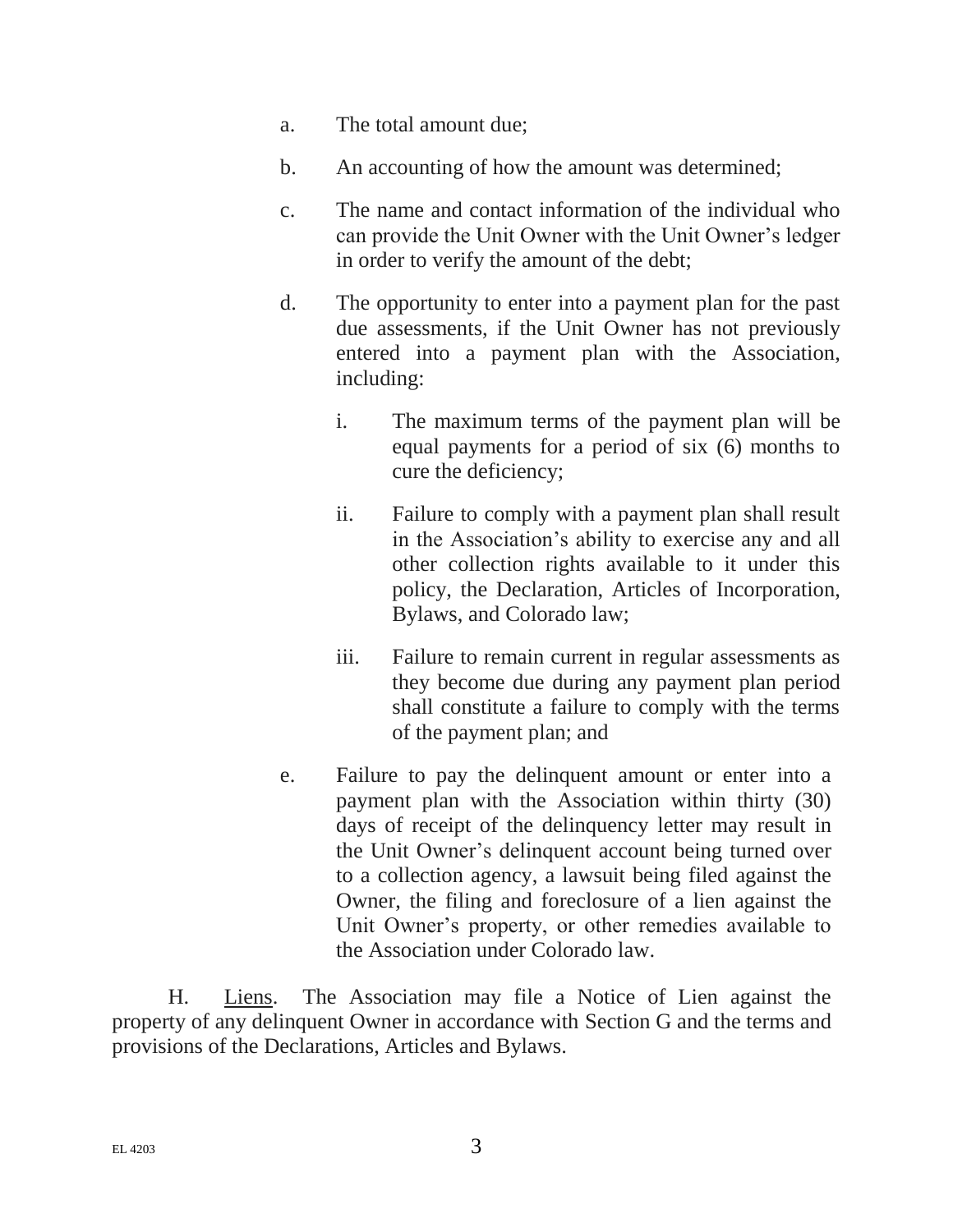a. The total amount due;

b. An accounting of how the amount was determined;

c. The name and contact information of the individual who can provide the Unit Owner with the Unit Owner's ledger in order to verify the amount of the debt;

d. The opportunity to enter into a payment plan for the past due assessments, if the Unit Owner has not previously entered into a payment plan with the Association, including:

   i. The maximum terms of the payment plan will be equal payments for a period of six (6) months to cure the deficiency;

   ii. Failure to comply with a payment plan shall result in the Association's ability to exercise any and all other collection rights available to it under this policy, the Declaration, Articles of Incorporation, Bylaws, and Colorado law;

   iii. Failure to remain current in regular assessments as they become due during any payment plan period shall constitute a failure to comply with the terms of the payment plan; and

e. Failure to pay the delinquent amount or enter into a payment plan with the Association within thirty (30) days of receipt of the delinquency letter may result in the Unit Owner's delinquent account being turned over to a collection agency, a lawsuit being filed against the Owner, the filing and foreclosure of a lien against the Unit Owner's property, or other remedies available to the Association under Colorado law.

H. Liens. The Association may file a Notice of Lien against the property of any delinquent Owner in accordance with Section G and the terms and provisions of the Declarations, Articles and Bylaws.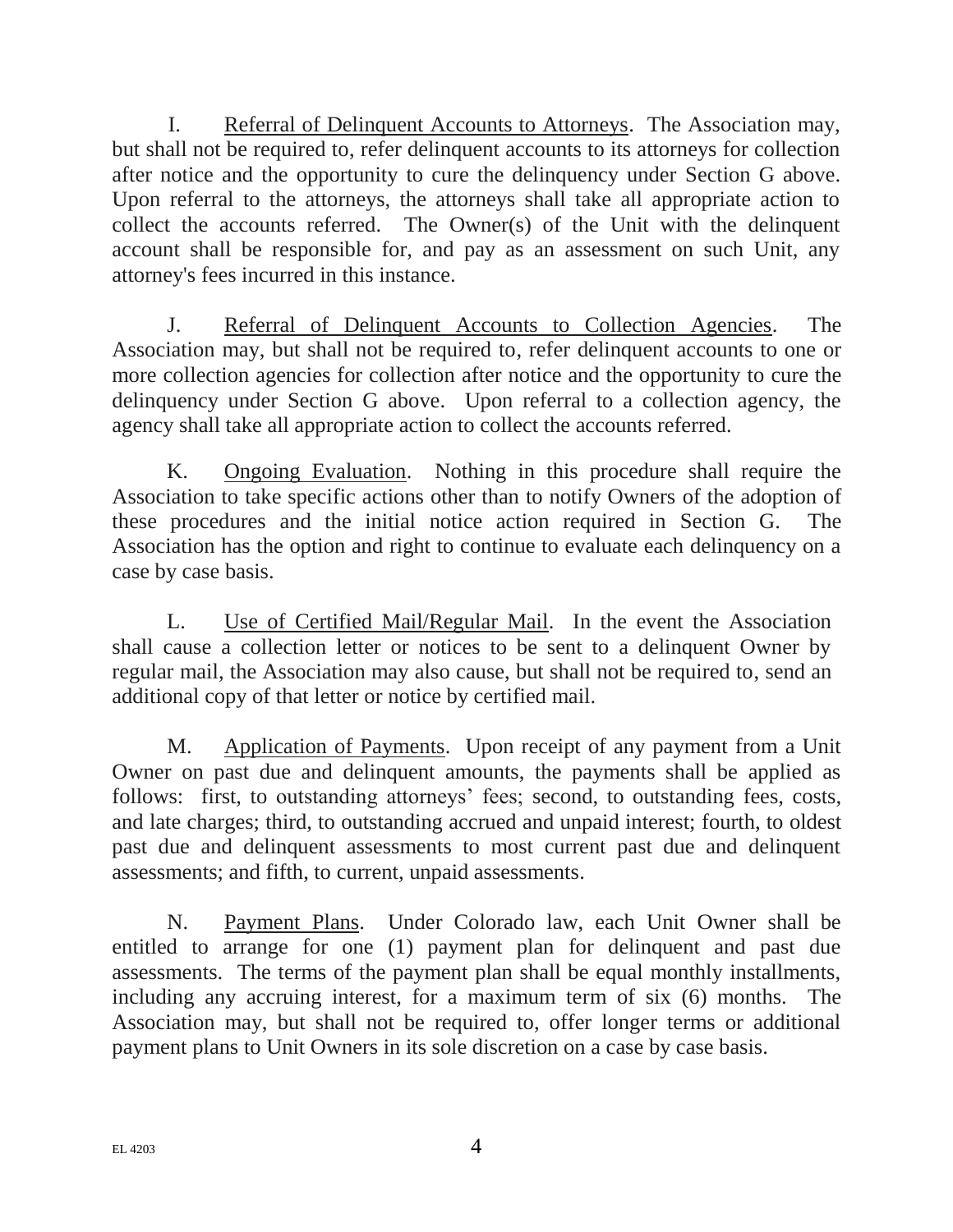I. Referral of Delinquent Accounts to Attorneys. The Association may, but shall not be required to, refer delinquent accounts to its attorneys for collection after notice and the opportunity to cure the delinquency under Section G above. Upon referral to the attorneys, the attorneys shall take all appropriate action to collect the accounts referred. The Owner(s) of the Unit with the delinquent account shall be responsible for, and pay as an assessment on such Unit, any attorney's fees incurred in this instance.

J. Referral of Delinquent Accounts to Collection Agencies. The Association may, but shall not be required to, refer delinquent accounts to one or more collection agencies for collection after notice and the opportunity to cure the delinquency under Section G above. Upon referral to a collection agency, the agency shall take all appropriate action to collect the accounts referred.

K. Ongoing Evaluation. Nothing in this procedure shall require the Association to take specific actions other than to notify Owners of the adoption of these procedures and the initial notice action required in Section G. The Association has the option and right to continue to evaluate each delinquency on a case by case basis.

L. Use of Certified Mail/Regular Mail. In the event the Association shall cause a collection letter or notices to be sent to a delinquent Owner by regular mail, the Association may also cause, but shall not be required to, send an additional copy of that letter or notice by certified mail.

M. Application of Payments. Upon receipt of any payment from a Unit Owner on past due and delinquent amounts, the payments shall be applied as follows: first, to outstanding attorneys' fees; second, to outstanding fees, costs, and late charges; third, to outstanding accrued and unpaid interest; fourth, to oldest past due and delinquent assessments to most current past due and delinquent assessments; and fifth, to current, unpaid assessments.

N. Payment Plans. Under Colorado law, each Unit Owner shall be entitled to arrange for one (1) payment plan for delinquent and past due assessments. The terms of the payment plan shall be equal monthly installments, including any accruing interest, for a maximum term of six (6) months. The Association may, but shall not be required to, offer longer terms or additional payment plans to Unit Owners in its sole discretion on a case by case basis.

EL 4203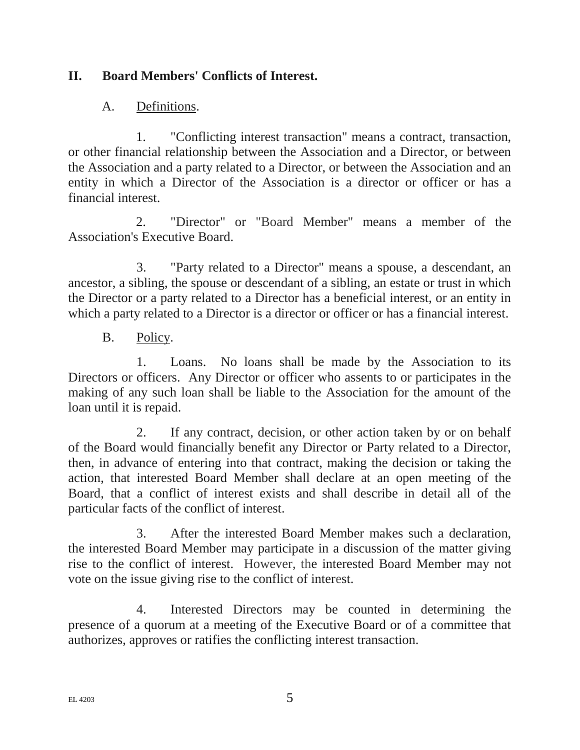## II. Board Members' Conflicts of Interest.

### A. Definitions.

1. "Conflicting interest transaction" means a contract, transaction, or other financial relationship between the Association and a Director, or between the Association and a party related to a Director, or between the Association and an entity in which a Director of the Association is a director or officer or has a financial interest.

2. "Director" or "Board Member" means a member of the Association's Executive Board.

3. "Party related to a Director" means a spouse, a descendant, an ancestor, a sibling, the spouse or descendant of a sibling, an estate or trust in which the Director or a party related to a Director has a beneficial interest, or an entity in which a party related to a Director is a director or officer or has a financial interest.

### B. Policy.

1. Loans. No loans shall be made by the Association to its Directors or officers. Any Director or officer who assents to or participates in the making of any such loan shall be liable to the Association for the amount of the loan until it is repaid.

2. If any contract, decision, or other action taken by or on behalf of the Board would financially benefit any Director or Party related to a Director, then, in advance of entering into that contract, making the decision or taking the action, that interested Board Member shall declare at an open meeting of the Board, that a conflict of interest exists and shall describe in detail all of the particular facts of the conflict of interest.

3. After the interested Board Member makes such a declaration, the interested Board Member may participate in a discussion of the matter giving rise to the conflict of interest. However, the interested Board Member may not vote on the issue giving rise to the conflict of interest.

4. Interested Directors may be counted in determining the presence of a quorum at a meeting of the Executive Board or of a committee that authorizes, approves or ratifies the conflicting interest transaction.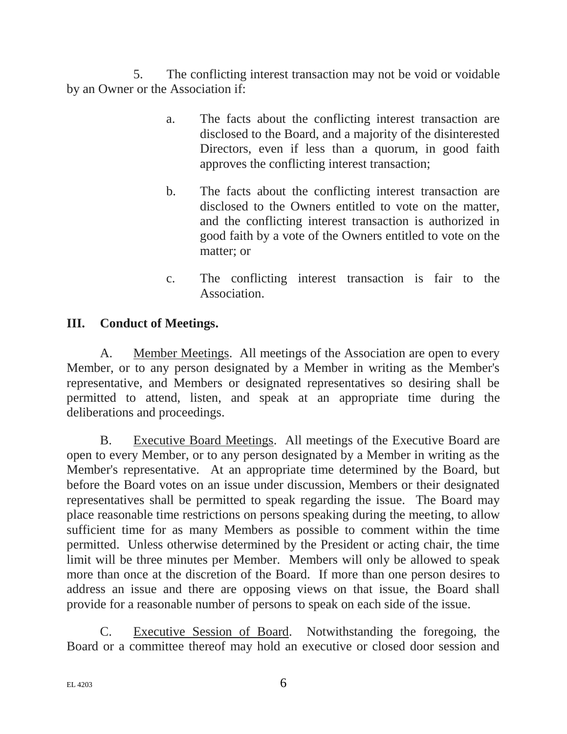5. The conflicting interest transaction may not be void or voidable by an Owner or the Association if:

a. The facts about the conflicting interest transaction are disclosed to the Board, and a majority of the disinterested Directors, even if less than a quorum, in good faith approves the conflicting interest transaction;

b. The facts about the conflicting interest transaction are disclosed to the Owners entitled to vote on the matter, and the conflicting interest transaction is authorized in good faith by a vote of the Owners entitled to vote on the matter; or

c. The conflicting interest transaction is fair to the Association.

## III. Conduct of Meetings.

A. Member Meetings. All meetings of the Association are open to every Member, or to any person designated by a Member in writing as the Member's representative, and Members or designated representatives so desiring shall be permitted to attend, listen, and speak at an appropriate time during the deliberations and proceedings.

B. Executive Board Meetings. All meetings of the Executive Board are open to every Member, or to any person designated by a Member in writing as the Member's representative. At an appropriate time determined by the Board, but before the Board votes on an issue under discussion, Members or their designated representatives shall be permitted to speak regarding the issue. The Board may place reasonable time restrictions on persons speaking during the meeting, to allow sufficient time for as many Members as possible to comment within the time permitted. Unless otherwise determined by the President or acting chair, the time limit will be three minutes per Member. Members will only be allowed to speak more than once at the discretion of the Board. If more than one person desires to address an issue and there are opposing views on that issue, the Board shall provide for a reasonable number of persons to speak on each side of the issue.

C. Executive Session of Board. Notwithstanding the foregoing, the Board or a committee thereof may hold an executive or closed door session and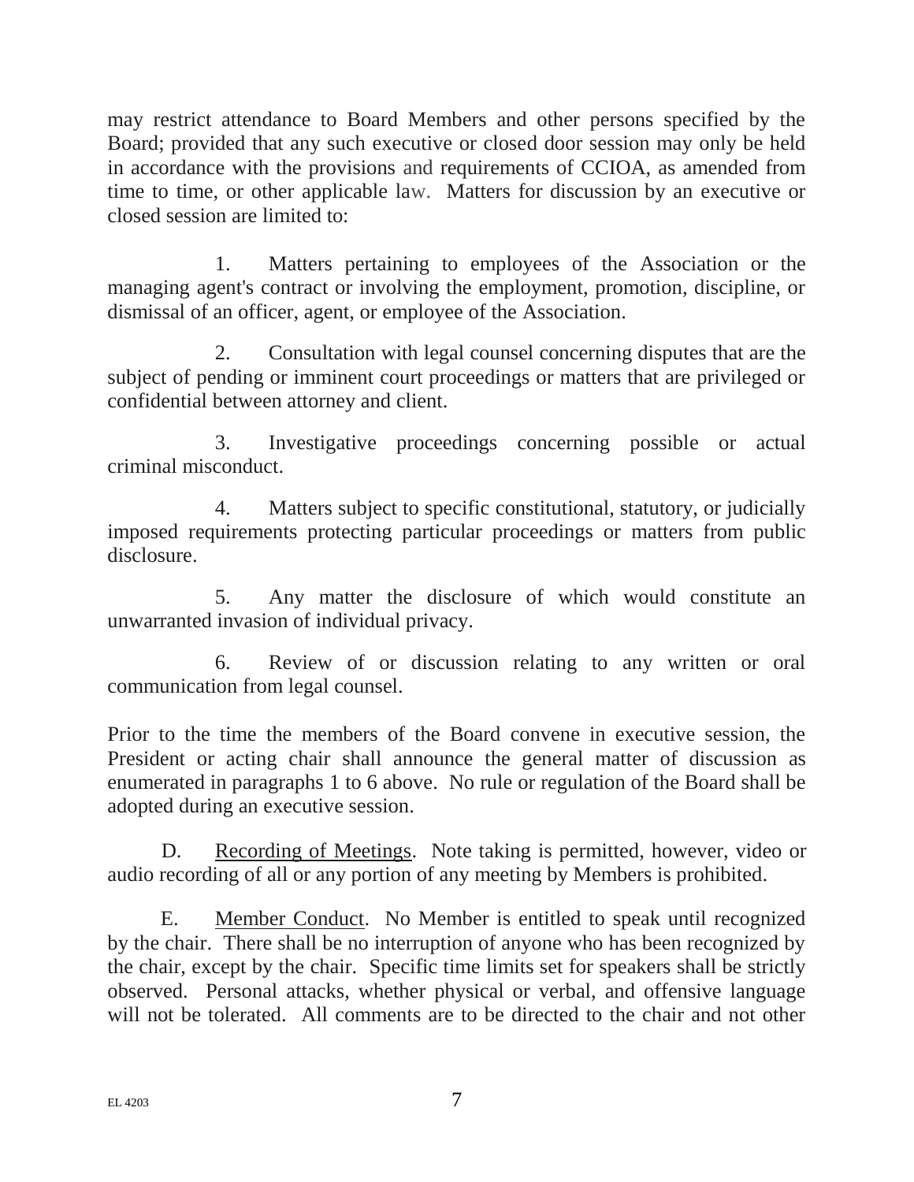may restrict attendance to Board Members and other persons specified by the Board; provided that any such executive or closed door session may only be held in accordance with the provisions and requirements of CCIOA, as amended from time to time, or other applicable law. Matters for discussion by an executive or closed session are limited to:

1. Matters pertaining to employees of the Association or the managing agent's contract or involving the employment, promotion, discipline, or dismissal of an officer, agent, or employee of the Association.

2. Consultation with legal counsel concerning disputes that are the subject of pending or imminent court proceedings or matters that are privileged or confidential between attorney and client.

3. Investigative proceedings concerning possible or actual criminal misconduct.

4. Matters subject to specific constitutional, statutory, or judicially imposed requirements protecting particular proceedings or matters from public disclosure.

5. Any matter the disclosure of which would constitute an unwarranted invasion of individual privacy.

6. Review of or discussion relating to any written or oral communication from legal counsel.

Prior to the time the members of the Board convene in executive session, the President or acting chair shall announce the general matter of discussion as enumerated in paragraphs 1 to 6 above. No rule or regulation of the Board shall be adopted during an executive session.

D. <u>Recording of Meetings</u>. Note taking is permitted, however, video or audio recording of all or any portion of any meeting by Members is prohibited.

E. <u>Member Conduct</u>. No Member is entitled to speak until recognized by the chair. There shall be no interruption of anyone who has been recognized by the chair, except by the chair. Specific time limits set for speakers shall be strictly observed. Personal attacks, whether physical or verbal, and offensive language will not be tolerated. All comments are to be directed to the chair and not other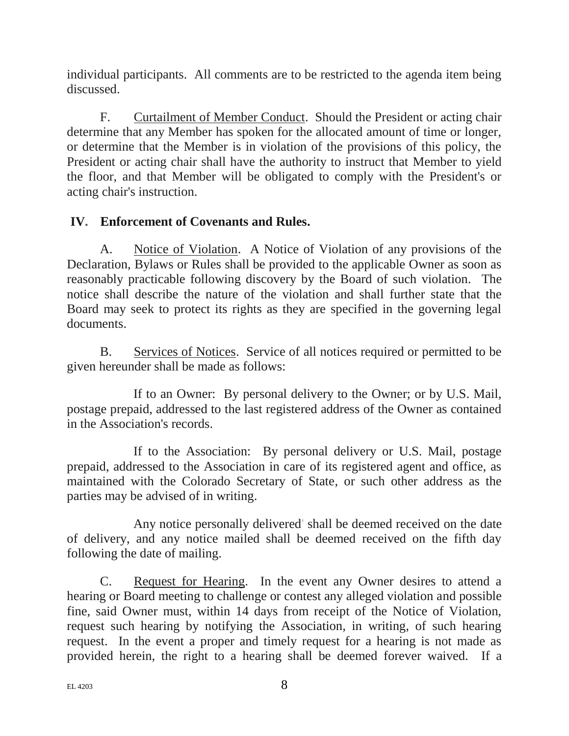individual participants. All comments are to be restricted to the agenda item being discussed.

F. Curtailment of Member Conduct. Should the President or acting chair determine that any Member has spoken for the allocated amount of time or longer, or determine that the Member is in violation of the provisions of this policy, the President or acting chair shall have the authority to instruct that Member to yield the floor, and that Member will be obligated to comply with the President's or acting chair's instruction.

## IV. Enforcement of Covenants and Rules.

A. Notice of Violation. A Notice of Violation of any provisions of the Declaration, Bylaws or Rules shall be provided to the applicable Owner as soon as reasonably practicable following discovery by the Board of such violation. The notice shall describe the nature of the violation and shall further state that the Board may seek to protect its rights as they are specified in the governing legal documents.

B. Services of Notices. Service of all notices required or permitted to be given hereunder shall be made as follows:

If to an Owner: By personal delivery to the Owner; or by U.S. Mail, postage prepaid, addressed to the last registered address of the Owner as contained in the Association's records.

If to the Association: By personal delivery or U.S. Mail, postage prepaid, addressed to the Association in care of its registered agent and office, as maintained with the Colorado Secretary of State, or such other address as the parties may be advised of in writing.

Any notice personally delivered shall be deemed received on the date of delivery, and any notice mailed shall be deemed received on the fifth day following the date of mailing.

C. Request for Hearing. In the event any Owner desires to attend a hearing or Board meeting to challenge or contest any alleged violation and possible fine, said Owner must, within 14 days from receipt of the Notice of Violation, request such hearing by notifying the Association, in writing, of such hearing request. In the event a proper and timely request for a hearing is not made as provided herein, the right to a hearing shall be deemed forever waived. If a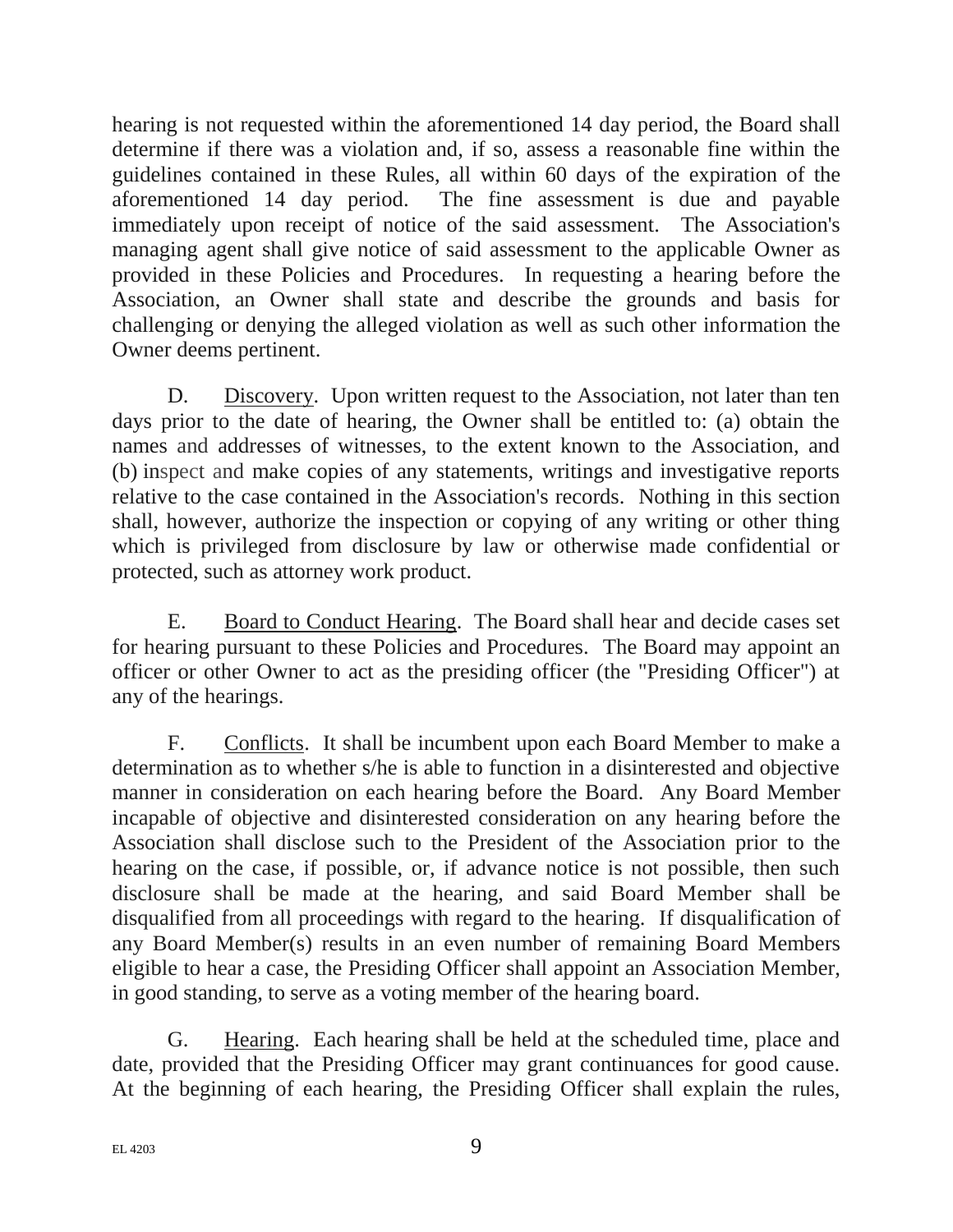hearing is not requested within the aforementioned 14 day period, the Board shall determine if there was a violation and, if so, assess a reasonable fine within the guidelines contained in these Rules, all within 60 days of the expiration of the aforementioned 14 day period. The fine assessment is due and payable immediately upon receipt of notice of the said assessment. The Association's managing agent shall give notice of said assessment to the applicable Owner as provided in these Policies and Procedures. In requesting a hearing before the Association, an Owner shall state and describe the grounds and basis for challenging or denying the alleged violation as well as such other information the Owner deems pertinent.

D. Discovery. Upon written request to the Association, not later than ten days prior to the date of hearing, the Owner shall be entitled to: (a) obtain the names and addresses of witnesses, to the extent known to the Association, and (b) inspect and make copies of any statements, writings and investigative reports relative to the case contained in the Association's records. Nothing in this section shall, however, authorize the inspection or copying of any writing or other thing which is privileged from disclosure by law or otherwise made confidential or protected, such as attorney work product.

E. Board to Conduct Hearing. The Board shall hear and decide cases set for hearing pursuant to these Policies and Procedures. The Board may appoint an officer or other Owner to act as the presiding officer (the "Presiding Officer") at any of the hearings.

F. Conflicts. It shall be incumbent upon each Board Member to make a determination as to whether s/he is able to function in a disinterested and objective manner in consideration on each hearing before the Board. Any Board Member incapable of objective and disinterested consideration on any hearing before the Association shall disclose such to the President of the Association prior to the hearing on the case, if possible, or, if advance notice is not possible, then such disclosure shall be made at the hearing, and said Board Member shall be disqualified from all proceedings with regard to the hearing. If disqualification of any Board Member(s) results in an even number of remaining Board Members eligible to hear a case, the Presiding Officer shall appoint an Association Member, in good standing, to serve as a voting member of the hearing board.

G. Hearing. Each hearing shall be held at the scheduled time, place and date, provided that the Presiding Officer may grant continuances for good cause. At the beginning of each hearing, the Presiding Officer shall explain the rules,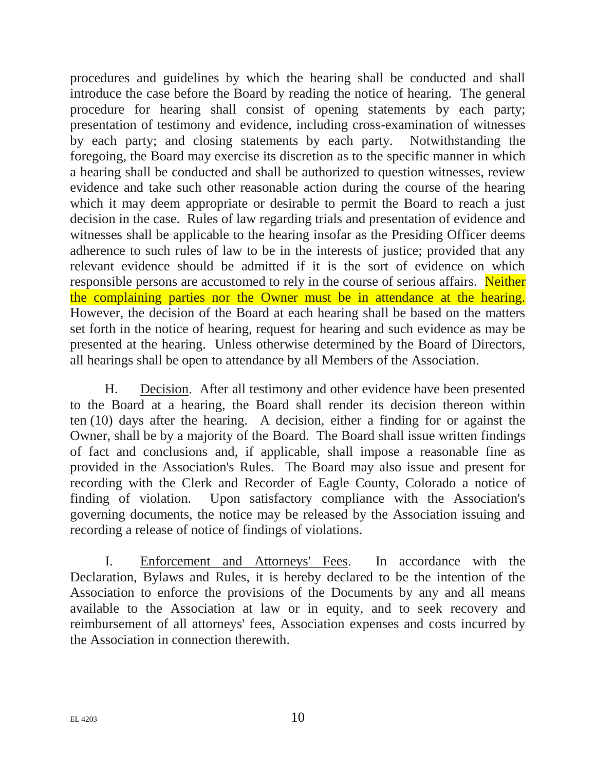procedures and guidelines by which the hearing shall be conducted and shall introduce the case before the Board by reading the notice of hearing. The general procedure for hearing shall consist of opening statements by each party; presentation of testimony and evidence, including cross-examination of witnesses by each party; and closing statements by each party. Notwithstanding the foregoing, the Board may exercise its discretion as to the specific manner in which a hearing shall be conducted and shall be authorized to question witnesses, review evidence and take such other reasonable action during the course of the hearing which it may deem appropriate or desirable to permit the Board to reach a just decision in the case. Rules of law regarding trials and presentation of evidence and witnesses shall be applicable to the hearing insofar as the Presiding Officer deems adherence to such rules of law to be in the interests of justice; provided that any relevant evidence should be admitted if it is the sort of evidence on which responsible persons are accustomed to rely in the course of serious affairs. Neither the complaining parties nor the Owner must be in attendance at the hearing. However, the decision of the Board at each hearing shall be based on the matters set forth in the notice of hearing, request for hearing and such evidence as may be presented at the hearing. Unless otherwise determined by the Board of Directors, all hearings shall be open to attendance by all Members of the Association.

H. Decision. After all testimony and other evidence have been presented to the Board at a hearing, the Board shall render its decision thereon within ten (10) days after the hearing. A decision, either a finding for or against the Owner, shall be by a majority of the Board. The Board shall issue written findings of fact and conclusions and, if applicable, shall impose a reasonable fine as provided in the Association's Rules. The Board may also issue and present for recording with the Clerk and Recorder of Eagle County, Colorado a notice of finding of violation. Upon satisfactory compliance with the Association's governing documents, the notice may be released by the Association issuing and recording a release of notice of findings of violations.

I. Enforcement and Attorneys' Fees. In accordance with the Declaration, Bylaws and Rules, it is hereby declared to be the intention of the Association to enforce the provisions of the Documents by any and all means available to the Association at law or in equity, and to seek recovery and reimbursement of all attorneys' fees, Association expenses and costs incurred by the Association in connection therewith.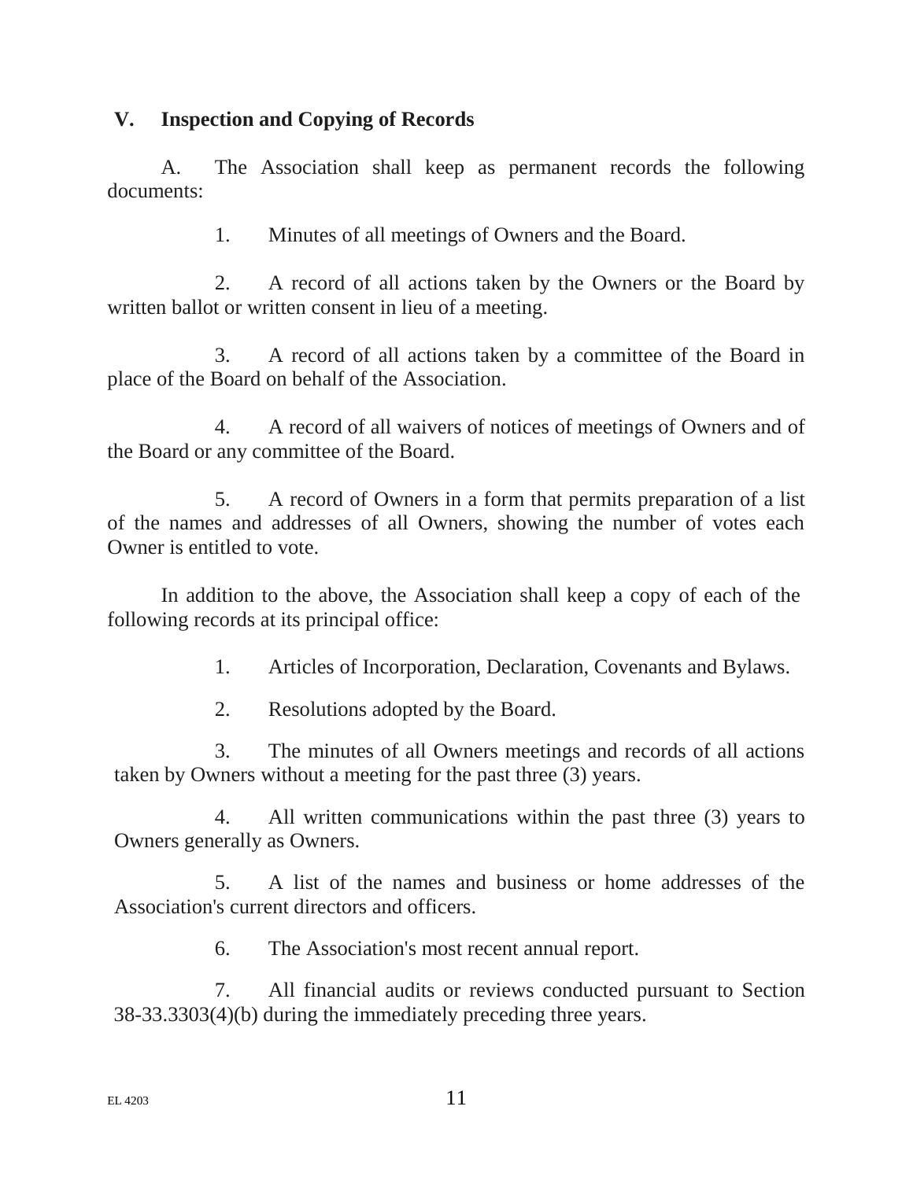## V. Inspection and Copying of Records

A. The Association shall keep as permanent records the following documents:

1. Minutes of all meetings of Owners and the Board.

2. A record of all actions taken by the Owners or the Board by written ballot or written consent in lieu of a meeting.

3. A record of all actions taken by a committee of the Board in place of the Board on behalf of the Association.

4. A record of all waivers of notices of meetings of Owners and of the Board or any committee of the Board.

5. A record of Owners in a form that permits preparation of a list of the names and addresses of all Owners, showing the number of votes each Owner is entitled to vote.

In addition to the above, the Association shall keep a copy of each of the following records at its principal office:

1. Articles of Incorporation, Declaration, Covenants and Bylaws.

2. Resolutions adopted by the Board.

3. The minutes of all Owners meetings and records of all actions taken by Owners without a meeting for the past three (3) years.

4. All written communications within the past three (3) years to Owners generally as Owners.

5. A list of the names and business or home addresses of the Association's current directors and officers.

6. The Association's most recent annual report.

7. All financial audits or reviews conducted pursuant to Section 38-33.3303(4)(b) during the immediately preceding three years.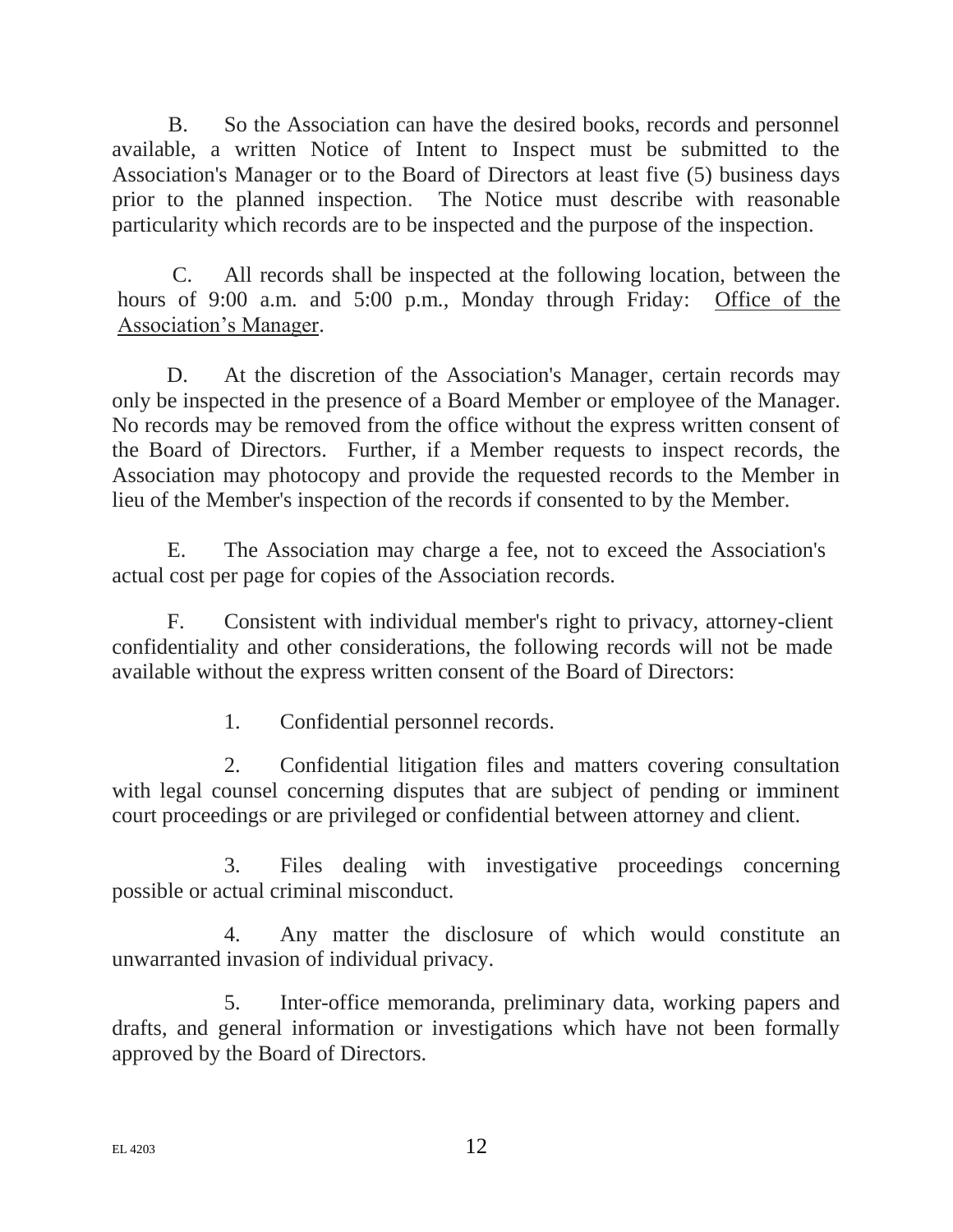B. So the Association can have the desired books, records and personnel available, a written Notice of Intent to Inspect must be submitted to the Association's Manager or to the Board of Directors at least five (5) business days prior to the planned inspection. The Notice must describe with reasonable particularity which records are to be inspected and the purpose of the inspection.

C. All records shall be inspected at the following location, between the hours of 9:00 a.m. and 5:00 p.m., Monday through Friday: <u>Office of the Association's Manager</u>.

D. At the discretion of the Association's Manager, certain records may only be inspected in the presence of a Board Member or employee of the Manager. No records may be removed from the office without the express written consent of the Board of Directors. Further, if a Member requests to inspect records, the Association may photocopy and provide the requested records to the Member in lieu of the Member's inspection of the records if consented to by the Member.

E. The Association may charge a fee, not to exceed the Association's actual cost per page for copies of the Association records.

F. Consistent with individual member's right to privacy, attorney-client confidentiality and other considerations, the following records will not be made available without the express written consent of the Board of Directors:

1. Confidential personnel records.

2. Confidential litigation files and matters covering consultation with legal counsel concerning disputes that are subject of pending or imminent court proceedings or are privileged or confidential between attorney and client.

3. Files dealing with investigative proceedings concerning possible or actual criminal misconduct.

4. Any matter the disclosure of which would constitute an unwarranted invasion of individual privacy.

5. Inter-office memoranda, preliminary data, working papers and drafts, and general information or investigations which have not been formally approved by the Board of Directors.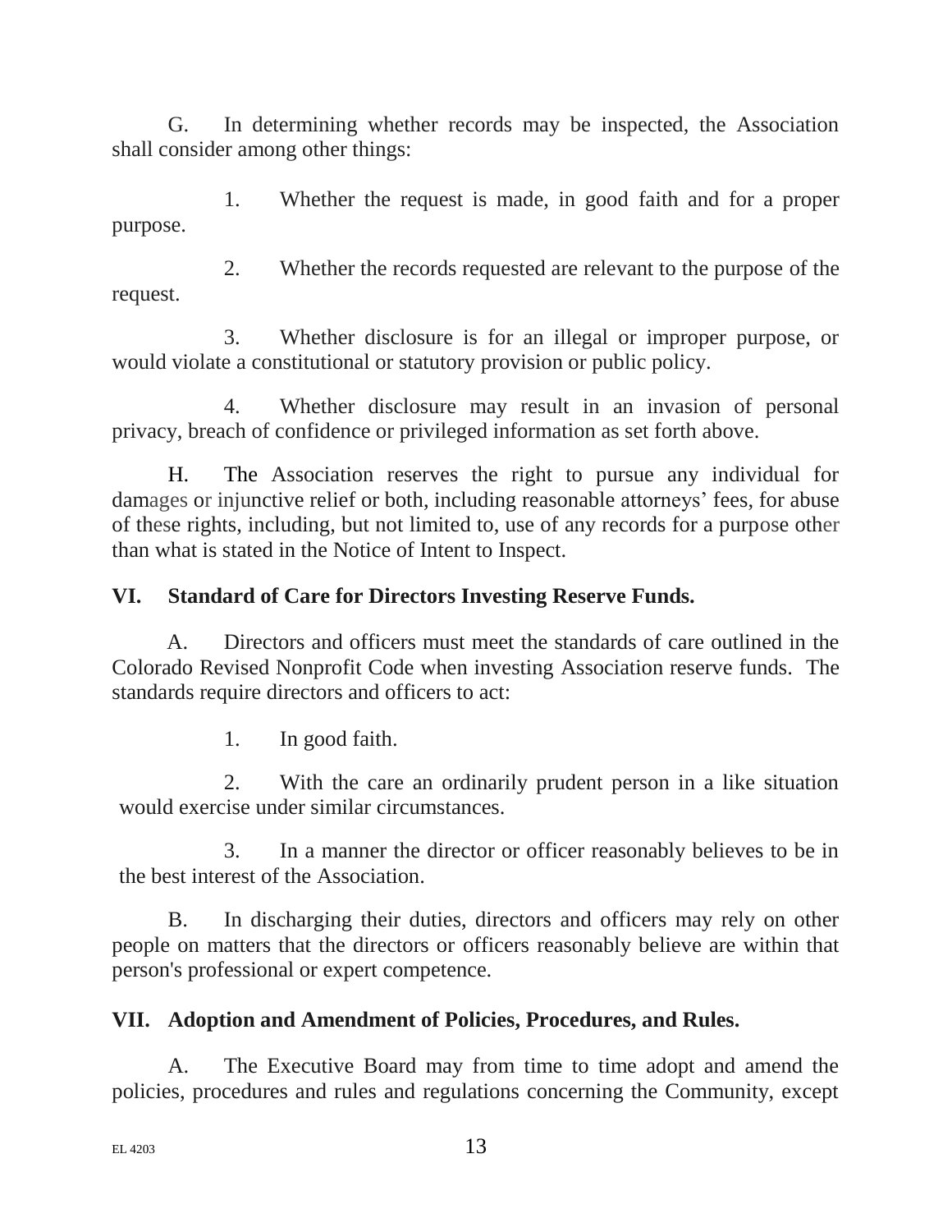G. In determining whether records may be inspected, the Association shall consider among other things:

1. Whether the request is made, in good faith and for a proper purpose.

2. Whether the records requested are relevant to the purpose of the request.

3. Whether disclosure is for an illegal or improper purpose, or would violate a constitutional or statutory provision or public policy.

4. Whether disclosure may result in an invasion of personal privacy, breach of confidence or privileged information as set forth above.

H. The Association reserves the right to pursue any individual for damages or injunctive relief or both, including reasonable attorneys' fees, for abuse of these rights, including, but not limited to, use of any records for a purpose other than what is stated in the Notice of Intent to Inspect.

## VI. Standard of Care for Directors Investing Reserve Funds.

A. Directors and officers must meet the standards of care outlined in the Colorado Revised Nonprofit Code when investing Association reserve funds. The standards require directors and officers to act:

1. In good faith.

2. With the care an ordinarily prudent person in a like situation would exercise under similar circumstances.

3. In a manner the director or officer reasonably believes to be in the best interest of the Association.

B. In discharging their duties, directors and officers may rely on other people on matters that the directors or officers reasonably believe are within that person's professional or expert competence.

## VII. Adoption and Amendment of Policies, Procedures, and Rules.

A. The Executive Board may from time to time adopt and amend the policies, procedures and rules and regulations concerning the Community, except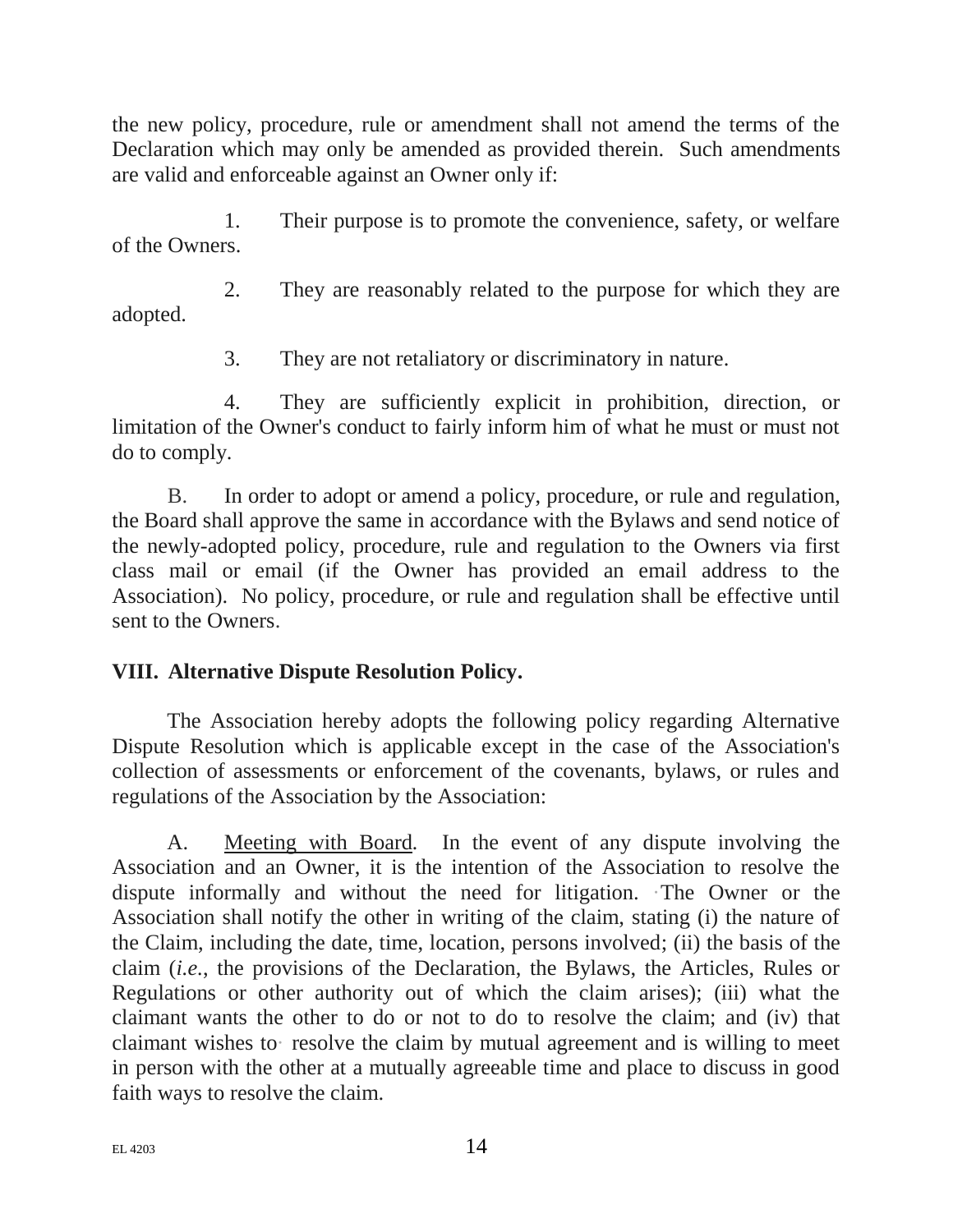the new policy, procedure, rule or amendment shall not amend the terms of the Declaration which may only be amended as provided therein. Such amendments are valid and enforceable against an Owner only if:

1. Their purpose is to promote the convenience, safety, or welfare of the Owners.

2. They are reasonably related to the purpose for which they are adopted.

3. They are not retaliatory or discriminatory in nature.

4. They are sufficiently explicit in prohibition, direction, or limitation of the Owner's conduct to fairly inform him of what he must or must not do to comply.

B. In order to adopt or amend a policy, procedure, or rule and regulation, the Board shall approve the same in accordance with the Bylaws and send notice of the newly-adopted policy, procedure, rule and regulation to the Owners via first class mail or email (if the Owner has provided an email address to the Association). No policy, procedure, or rule and regulation shall be effective until sent to the Owners.

**VIII. Alternative Dispute Resolution Policy.**

The Association hereby adopts the following policy regarding Alternative Dispute Resolution which is applicable except in the case of the Association's collection of assessments or enforcement of the covenants, bylaws, or rules and regulations of the Association by the Association:

A. <u>Meeting with Board</u>. In the event of any dispute involving the Association and an Owner, it is the intention of the Association to resolve the dispute informally and without the need for litigation. The Owner or the Association shall notify the other in writing of the claim, stating (i) the nature of the Claim, including the date, time, location, persons involved; (ii) the basis of the claim (*i.e.*, the provisions of the Declaration, the Bylaws, the Articles, Rules or Regulations or other authority out of which the claim arises); (iii) what the claimant wants the other to do or not to do to resolve the claim; and (iv) that claimant wishes to resolve the claim by mutual agreement and is willing to meet in person with the other at a mutually agreeable time and place to discuss in good faith ways to resolve the claim.

EL 4203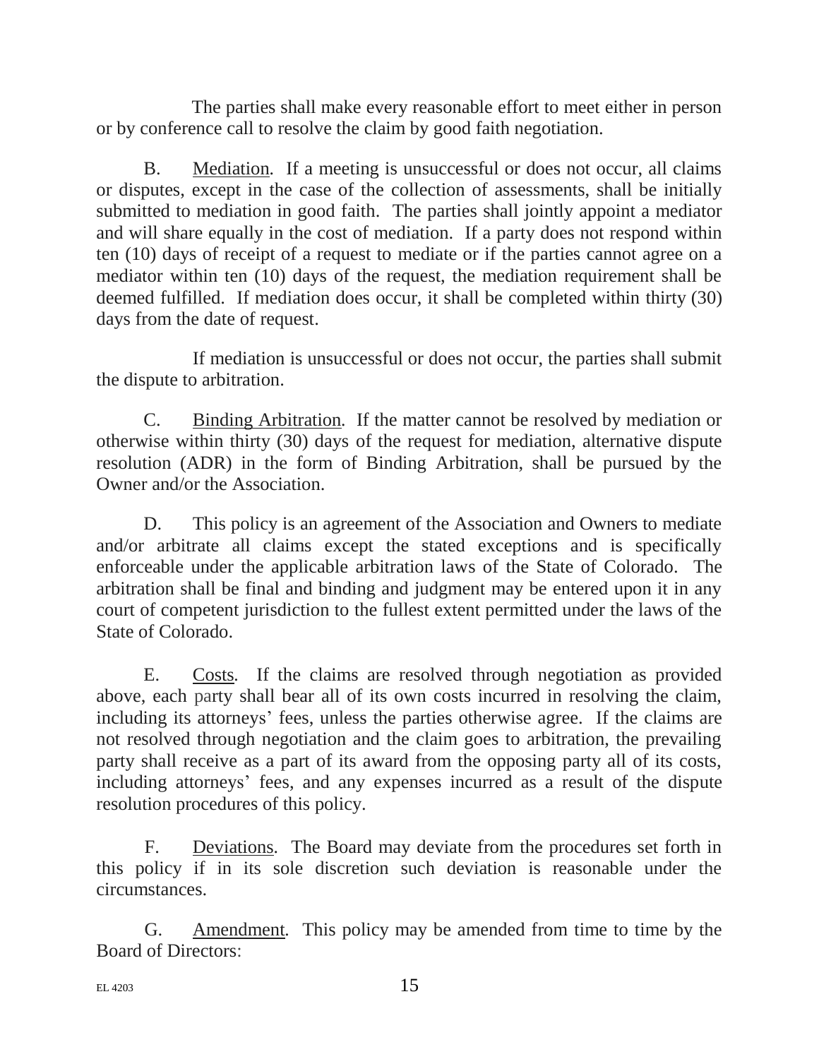The parties shall make every reasonable effort to meet either in person or by conference call to resolve the claim by good faith negotiation.

B. Mediation. If a meeting is unsuccessful or does not occur, all claims or disputes, except in the case of the collection of assessments, shall be initially submitted to mediation in good faith. The parties shall jointly appoint a mediator and will share equally in the cost of mediation. If a party does not respond within ten (10) days of receipt of a request to mediate or if the parties cannot agree on a mediator within ten (10) days of the request, the mediation requirement shall be deemed fulfilled. If mediation does occur, it shall be completed within thirty (30) days from the date of request.

If mediation is unsuccessful or does not occur, the parties shall submit the dispute to arbitration.

C. Binding Arbitration. If the matter cannot be resolved by mediation or otherwise within thirty (30) days of the request for mediation, alternative dispute resolution (ADR) in the form of Binding Arbitration, shall be pursued by the Owner and/or the Association.

D. This policy is an agreement of the Association and Owners to mediate and/or arbitrate all claims except the stated exceptions and is specifically enforceable under the applicable arbitration laws of the State of Colorado. The arbitration shall be final and binding and judgment may be entered upon it in any court of competent jurisdiction to the fullest extent permitted under the laws of the State of Colorado.

E. Costs. If the claims are resolved through negotiation as provided above, each party shall bear all of its own costs incurred in resolving the claim, including its attorneys' fees, unless the parties otherwise agree. If the claims are not resolved through negotiation and the claim goes to arbitration, the prevailing party shall receive as a part of its award from the opposing party all of its costs, including attorneys' fees, and any expenses incurred as a result of the dispute resolution procedures of this policy.

F. Deviations. The Board may deviate from the procedures set forth in this policy if in its sole discretion such deviation is reasonable under the circumstances.

G. Amendment. This policy may be amended from time to time by the Board of Directors: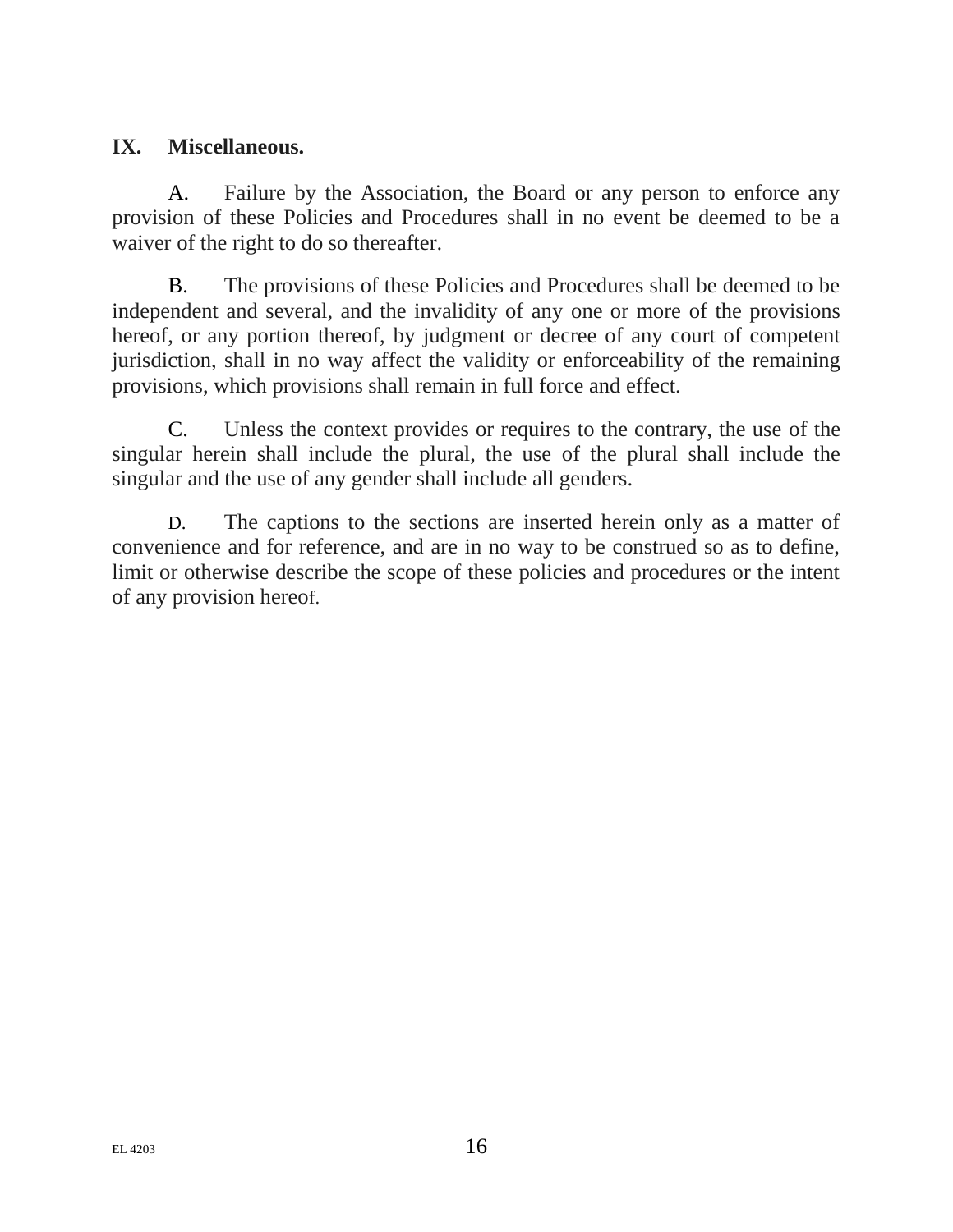## IX. Miscellaneous.

A. Failure by the Association, the Board or any person to enforce any provision of these Policies and Procedures shall in no event be deemed to be a waiver of the right to do so thereafter.

B. The provisions of these Policies and Procedures shall be deemed to be independent and several, and the invalidity of any one or more of the provisions hereof, or any portion thereof, by judgment or decree of any court of competent jurisdiction, shall in no way affect the validity or enforceability of the remaining provisions, which provisions shall remain in full force and effect.

C. Unless the context provides or requires to the contrary, the use of the singular herein shall include the plural, the use of the plural shall include the singular and the use of any gender shall include all genders.

D. The captions to the sections are inserted herein only as a matter of convenience and for reference, and are in no way to be construed so as to define, limit or otherwise describe the scope of these policies and procedures or the intent of any provision hereof.

EL 4203